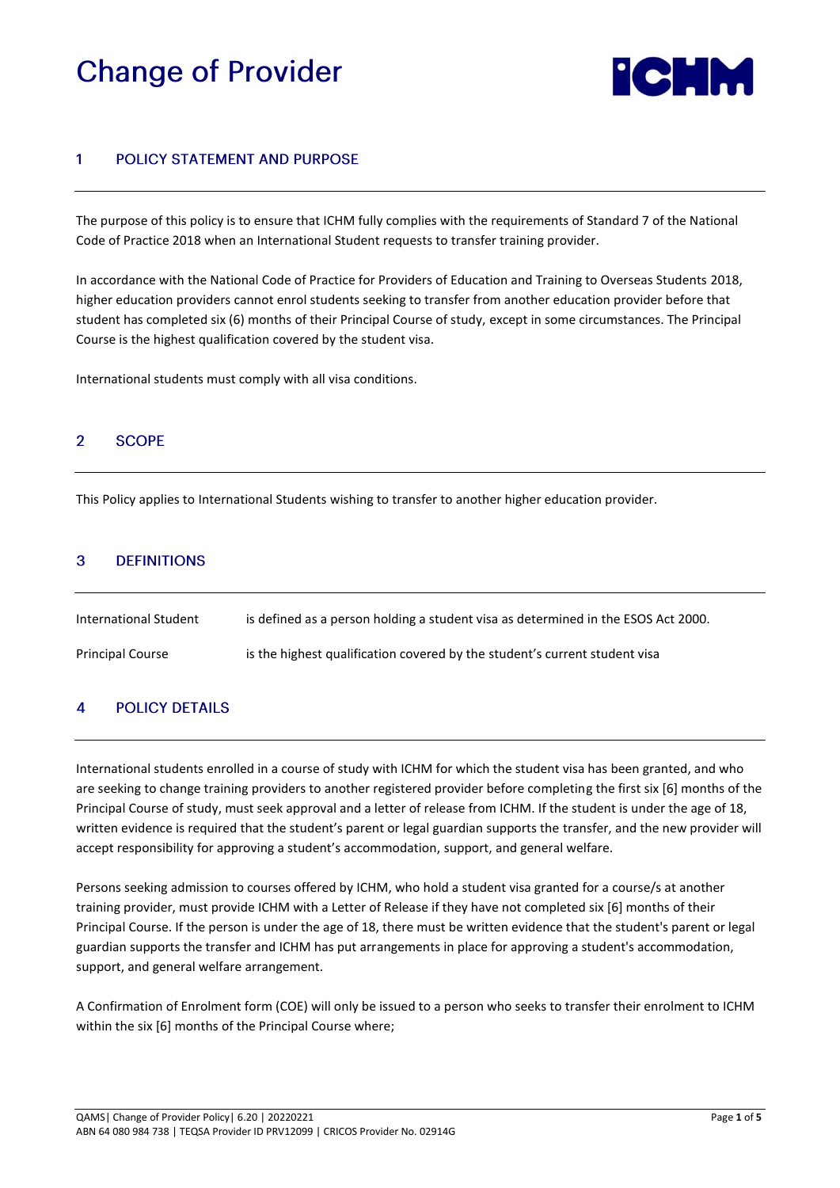# Change of Provider

## 1 POLICY STATEMENT AND PURPOSE

The purpose of this policy is to ensure that ICHM fully complies with the requirements of Standard 7 of the National Code of Practice 2018 when an International Student requests to transfer training provider.

In accordance with the National Code of Practice for Providers of Education and Training to Overseas Students 2018, higher education providers cannot enrol students seeking to transfer from another education provider before that student has completed six (6) months of their Principal Course of study, except in some circumstances. The Principal Course is the highest qualification covered by the student visa.

International students must comply with all visa conditions.

## 2 SCOPE

This Policy applies to International Students wishing to transfer to another higher education provider.

## 3 DEFINITIONS

| | |
|---|---|
| International Student | is defined as a person holding a student visa as determined in the ESOS Act 2000. |
| Principal Course | is the highest qualification covered by the student's current student visa |

## 4 POLICY DETAILS

International students enrolled in a course of study with ICHM for which the student visa has been granted, and who are seeking to change training providers to another registered provider before completing the first six [6] months of the Principal Course of study, must seek approval and a letter of release from ICHM. If the student is under the age of 18, written evidence is required that the student's parent or legal guardian supports the transfer, and the new provider will accept responsibility for approving a student's accommodation, support, and general welfare.

Persons seeking admission to courses offered by ICHM, who hold a student visa granted for a course/s at another training provider, must provide ICHM with a Letter of Release if they have not completed six [6] months of their Principal Course. If the person is under the age of 18, there must be written evidence that the student's parent or legal guardian supports the transfer and ICHM has put arrangements in place for approving a student's accommodation, support, and general welfare arrangement.

A Confirmation of Enrolment form (COE) will only be issued to a person who seeks to transfer their enrolment to ICHM within the six [6] months of the Principal Course where;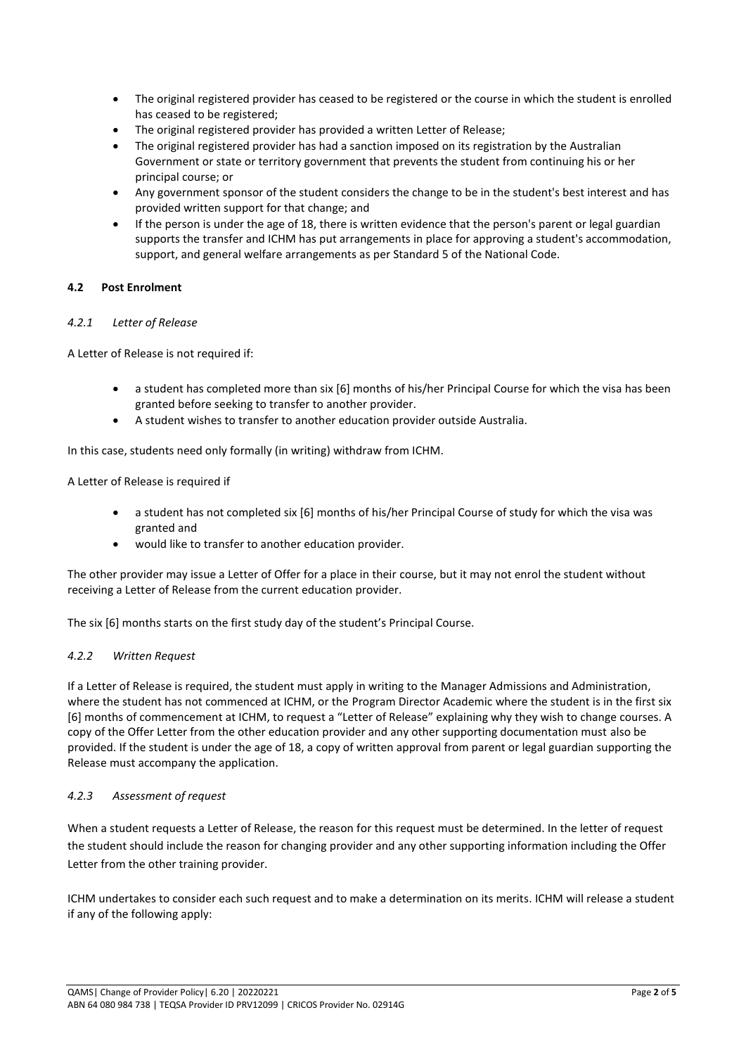- The original registered provider has ceased to be registered or the course in which the student is enrolled has ceased to be registered;
- The original registered provider has provided a written Letter of Release;
- The original registered provider has had a sanction imposed on its registration by the Australian Government or state or territory government that prevents the student from continuing his or her principal course; or
- Any government sponsor of the student considers the change to be in the student's best interest and has provided written support for that change; and
- If the person is under the age of 18, there is written evidence that the person's parent or legal guardian supports the transfer and ICHM has put arrangements in place for approving a student's accommodation, support, and general welfare arrangements as per Standard 5 of the National Code.

### 4.2 Post Enrolment

#### *4.2.1 Letter of Release*

A Letter of Release is not required if:

- a student has completed more than six [6] months of his/her Principal Course for which the visa has been granted before seeking to transfer to another provider.
- A student wishes to transfer to another education provider outside Australia.

In this case, students need only formally (in writing) withdraw from ICHM.

A Letter of Release is required if

- a student has not completed six [6] months of his/her Principal Course of study for which the visa was granted and
- would like to transfer to another education provider.

The other provider may issue a Letter of Offer for a place in their course, but it may not enrol the student without receiving a Letter of Release from the current education provider.

The six [6] months starts on the first study day of the student's Principal Course.

#### *4.2.2 Written Request*

If a Letter of Release is required, the student must apply in writing to the Manager Admissions and Administration, where the student has not commenced at ICHM, or the Program Director Academic where the student is in the first six [6] months of commencement at ICHM, to request a "Letter of Release" explaining why they wish to change courses. A copy of the Offer Letter from the other education provider and any other supporting documentation must also be provided. If the student is under the age of 18, a copy of written approval from parent or legal guardian supporting the Release must accompany the application.

#### *4.2.3 Assessment of request*

When a student requests a Letter of Release, the reason for this request must be determined. In the letter of request the student should include the reason for changing provider and any other supporting information including the Offer Letter from the other training provider.

ICHM undertakes to consider each such request and to make a determination on its merits. ICHM will release a student if any of the following apply: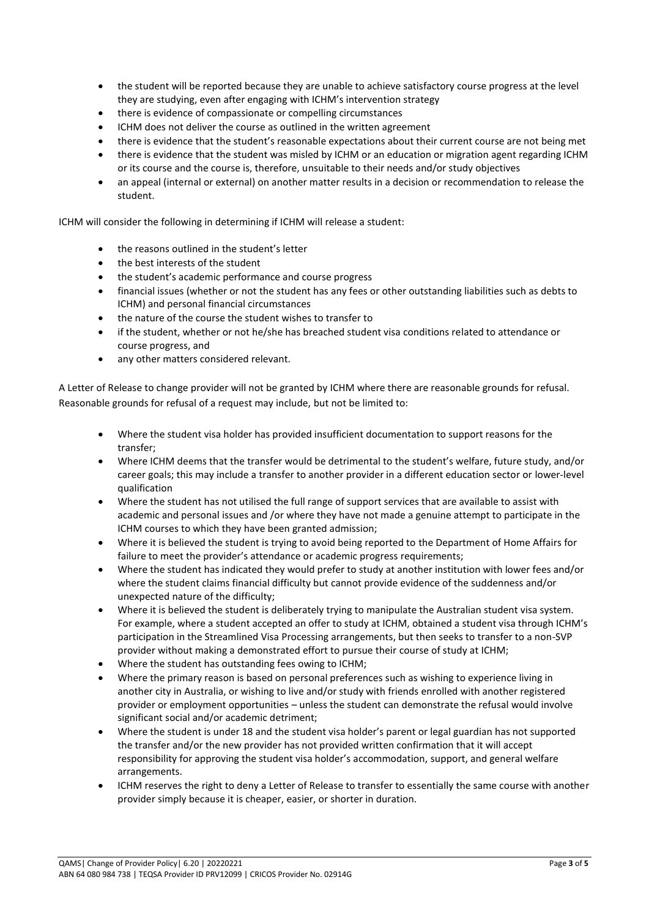- the student will be reported because they are unable to achieve satisfactory course progress at the level they are studying, even after engaging with ICHM's intervention strategy
- there is evidence of compassionate or compelling circumstances
- ICHM does not deliver the course as outlined in the written agreement
- there is evidence that the student's reasonable expectations about their current course are not being met
- there is evidence that the student was misled by ICHM or an education or migration agent regarding ICHM or its course and the course is, therefore, unsuitable to their needs and/or study objectives
- an appeal (internal or external) on another matter results in a decision or recommendation to release the student.

ICHM will consider the following in determining if ICHM will release a student:

- the reasons outlined in the student's letter
- the best interests of the student
- the student's academic performance and course progress
- financial issues (whether or not the student has any fees or other outstanding liabilities such as debts to ICHM) and personal financial circumstances
- the nature of the course the student wishes to transfer to
- if the student, whether or not he/she has breached student visa conditions related to attendance or course progress, and
- any other matters considered relevant.

A Letter of Release to change provider will not be granted by ICHM where there are reasonable grounds for refusal. Reasonable grounds for refusal of a request may include, but not be limited to:

- Where the student visa holder has provided insufficient documentation to support reasons for the transfer;
- Where ICHM deems that the transfer would be detrimental to the student's welfare, future study, and/or career goals; this may include a transfer to another provider in a different education sector or lower-level qualification
- Where the student has not utilised the full range of support services that are available to assist with academic and personal issues and /or where they have not made a genuine attempt to participate in the ICHM courses to which they have been granted admission;
- Where it is believed the student is trying to avoid being reported to the Department of Home Affairs for failure to meet the provider's attendance or academic progress requirements;
- Where the student has indicated they would prefer to study at another institution with lower fees and/or where the student claims financial difficulty but cannot provide evidence of the suddenness and/or unexpected nature of the difficulty;
- Where it is believed the student is deliberately trying to manipulate the Australian student visa system. For example, where a student accepted an offer to study at ICHM, obtained a student visa through ICHM's participation in the Streamlined Visa Processing arrangements, but then seeks to transfer to a non-SVP provider without making a demonstrated effort to pursue their course of study at ICHM;
- Where the student has outstanding fees owing to ICHM;
- Where the primary reason is based on personal preferences such as wishing to experience living in another city in Australia, or wishing to live and/or study with friends enrolled with another registered provider or employment opportunities – unless the student can demonstrate the refusal would involve significant social and/or academic detriment;
- Where the student is under 18 and the student visa holder's parent or legal guardian has not supported the transfer and/or the new provider has not provided written confirmation that it will accept responsibility for approving the student visa holder's accommodation, support, and general welfare arrangements.
- ICHM reserves the right to deny a Letter of Release to transfer to essentially the same course with another provider simply because it is cheaper, easier, or shorter in duration.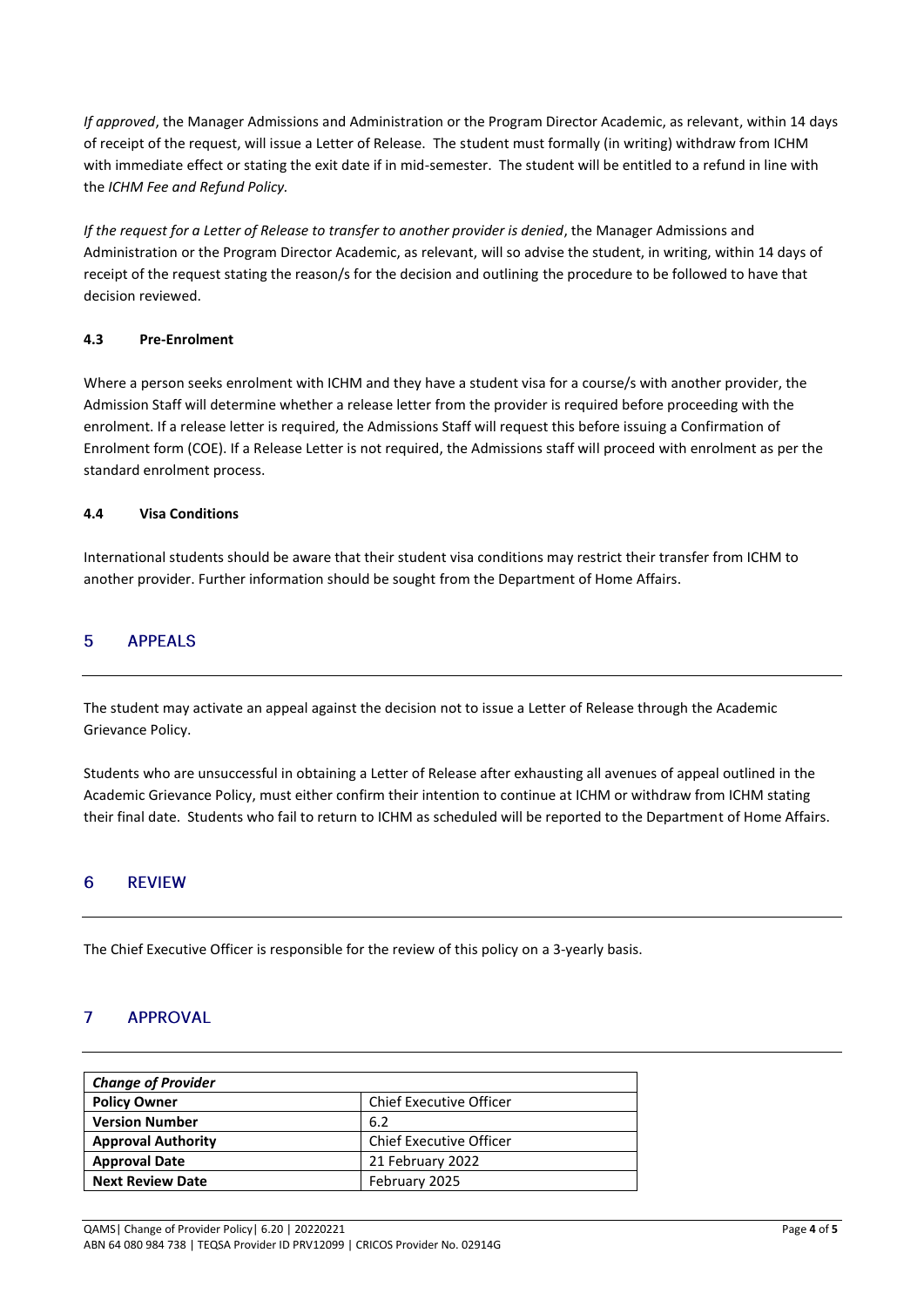*If approved*, the Manager Admissions and Administration or the Program Director Academic, as relevant, within 14 days of receipt of the request, will issue a Letter of Release. The student must formally (in writing) withdraw from ICHM with immediate effect or stating the exit date if in mid-semester. The student will be entitled to a refund in line with the *ICHM Fee and Refund Policy.*

*If the request for a Letter of Release to transfer to another provider is denied*, the Manager Admissions and Administration or the Program Director Academic, as relevant, will so advise the student, in writing, within 14 days of receipt of the request stating the reason/s for the decision and outlining the procedure to be followed to have that decision reviewed.

### 4.3 Pre-Enrolment

Where a person seeks enrolment with ICHM and they have a student visa for a course/s with another provider, the Admission Staff will determine whether a release letter from the provider is required before proceeding with the enrolment. If a release letter is required, the Admissions Staff will request this before issuing a Confirmation of Enrolment form (COE). If a Release Letter is not required, the Admissions staff will proceed with enrolment as per the standard enrolment process.

### 4.4 Visa Conditions

International students should be aware that their student visa conditions may restrict their transfer from ICHM to another provider. Further information should be sought from the Department of Home Affairs.

## 5 APPEALS

The student may activate an appeal against the decision not to issue a Letter of Release through the Academic Grievance Policy.

Students who are unsuccessful in obtaining a Letter of Release after exhausting all avenues of appeal outlined in the Academic Grievance Policy, must either confirm their intention to continue at ICHM or withdraw from ICHM stating their final date. Students who fail to return to ICHM as scheduled will be reported to the Department of Home Affairs.

## 6 REVIEW

The Chief Executive Officer is responsible for the review of this policy on a 3-yearly basis.

## 7 APPROVAL

| ***Change of Provider*** | |
|---|---|
| **Policy Owner** | Chief Executive Officer |
| **Version Number** | 6.2 |
| **Approval Authority** | Chief Executive Officer |
| **Approval Date** | 21 February 2022 |
| **Next Review Date** | February 2025 |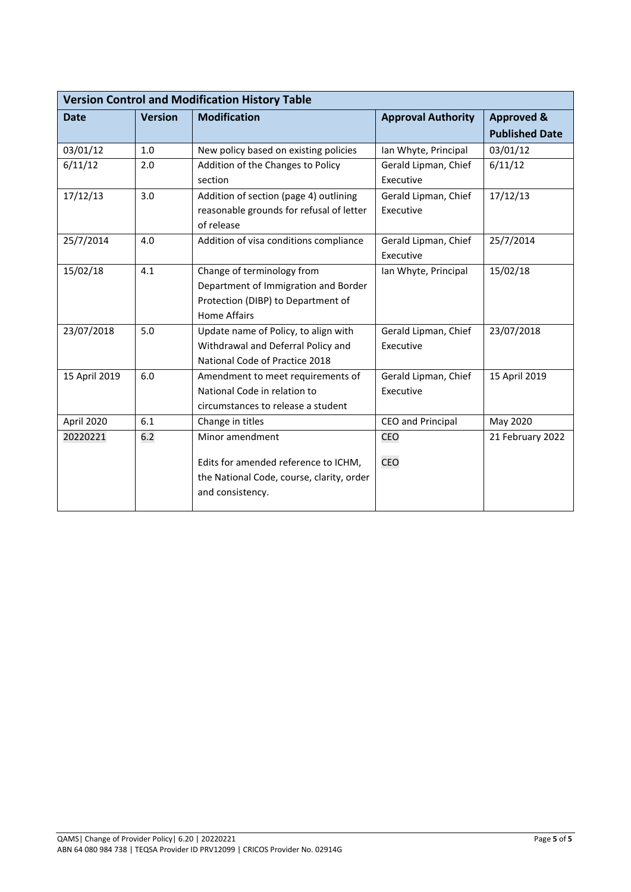| Version Control and Modification History Table | | | | |
|---|---|---|---|---|
| **Date** | **Version** | **Modification** | **Approval Authority** | **Approved & Published Date** |
| 03/01/12 | 1.0 | New policy based on existing policies | Ian Whyte, Principal | 03/01/12 |
| 6/11/12 | 2.0 | Addition of the Changes to Policy section | Gerald Lipman, Chief Executive | 6/11/12 |
| 17/12/13 | 3.0 | Addition of section (page 4) outlining reasonable grounds for refusal of letter of release | Gerald Lipman, Chief Executive | 17/12/13 |
| 25/7/2014 | 4.0 | Addition of visa conditions compliance | Gerald Lipman, Chief Executive | 25/7/2014 |
| 15/02/18 | 4.1 | Change of terminology from Department of Immigration and Border Protection (DIBP) to Department of Home Affairs | Ian Whyte, Principal | 15/02/18 |
| 23/07/2018 | 5.0 | Update name of Policy, to align with Withdrawal and Deferral Policy and National Code of Practice 2018 | Gerald Lipman, Chief Executive | 23/07/2018 |
| 15 April 2019 | 6.0 | Amendment to meet requirements of National Code in relation to circumstances to release a student | Gerald Lipman, Chief Executive | 15 April 2019 |
| April 2020 | 6.1 | Change in titles | CEO and Principal | May 2020 |
| 20220221 | 6.2 | Minor amendment<br><br>Edits for amended reference to ICHM, the National Code, course, clarity, order and consistency. | CEO<br><br>CEO | 21 February 2022 |

QAMS| Change of Provider Policy| 6.20 | 20220221
ABN 64 080 984 738 | TEQSA Provider ID PRV12099 | CRICOS Provider No. 02914G